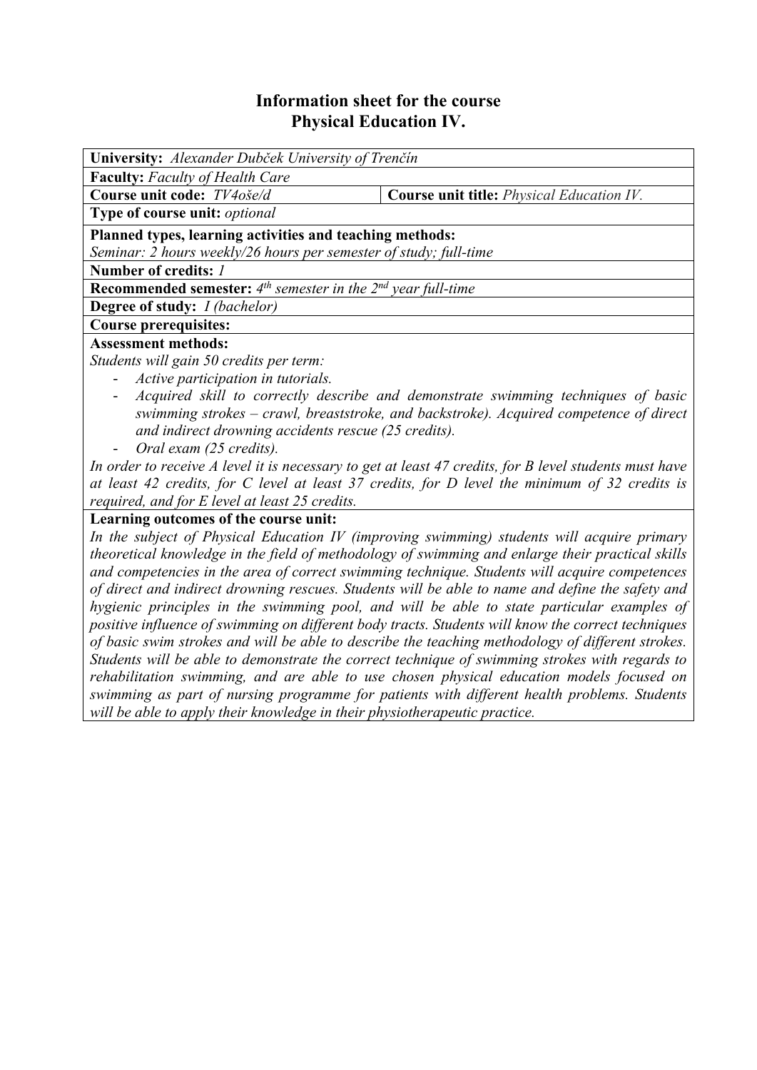# Information sheet for the course
# Physical Education IV.

**University:** *Alexander Dubček University of Trenčín*

**Faculty:** *Faculty of Health Care*

**Course unit code:** *TV4oše/d* | **Course unit title:** *Physical Education IV.*

**Type of course unit:** *optional*

**Planned types, learning activities and teaching methods:**
*Seminar: 2 hours weekly/26 hours per semester of study; full-time*

**Number of credits:** *1*

**Recommended semester:** *4th semester in the 2nd year full-time*

**Degree of study:** *I (bachelor)*

**Course prerequisites:**

**Assessment methods:**
*Students will gain 50 credits per term:*
- *Active participation in tutorials.*
- *Acquired skill to correctly describe and demonstrate swimming techniques of basic swimming strokes – crawl, breaststroke, and backstroke). Acquired competence of direct and indirect drowning accidents rescue (25 credits).*
- *Oral exam (25 credits).*

*In order to receive A level it is necessary to get at least 47 credits, for B level students must have at least 42 credits, for C level at least 37 credits, for D level the minimum of 32 credits is required, and for E level at least 25 credits.*

**Learning outcomes of the course unit:**
*In the subject of Physical Education IV (improving swimming) students will acquire primary theoretical knowledge in the field of methodology of swimming and enlarge their practical skills and competencies in the area of correct swimming technique. Students will acquire competences of direct and indirect drowning rescues. Students will be able to name and define the safety and hygienic principles in the swimming pool, and will be able to state particular examples of positive influence of swimming on different body tracts. Students will know the correct techniques of basic swim strokes and will be able to describe the teaching methodology of different strokes. Students will be able to demonstrate the correct technique of swimming strokes with regards to rehabilitation swimming, and are able to use chosen physical education models focused on swimming as part of nursing programme for patients with different health problems. Students will be able to apply their knowledge in their physiotherapeutic practice.*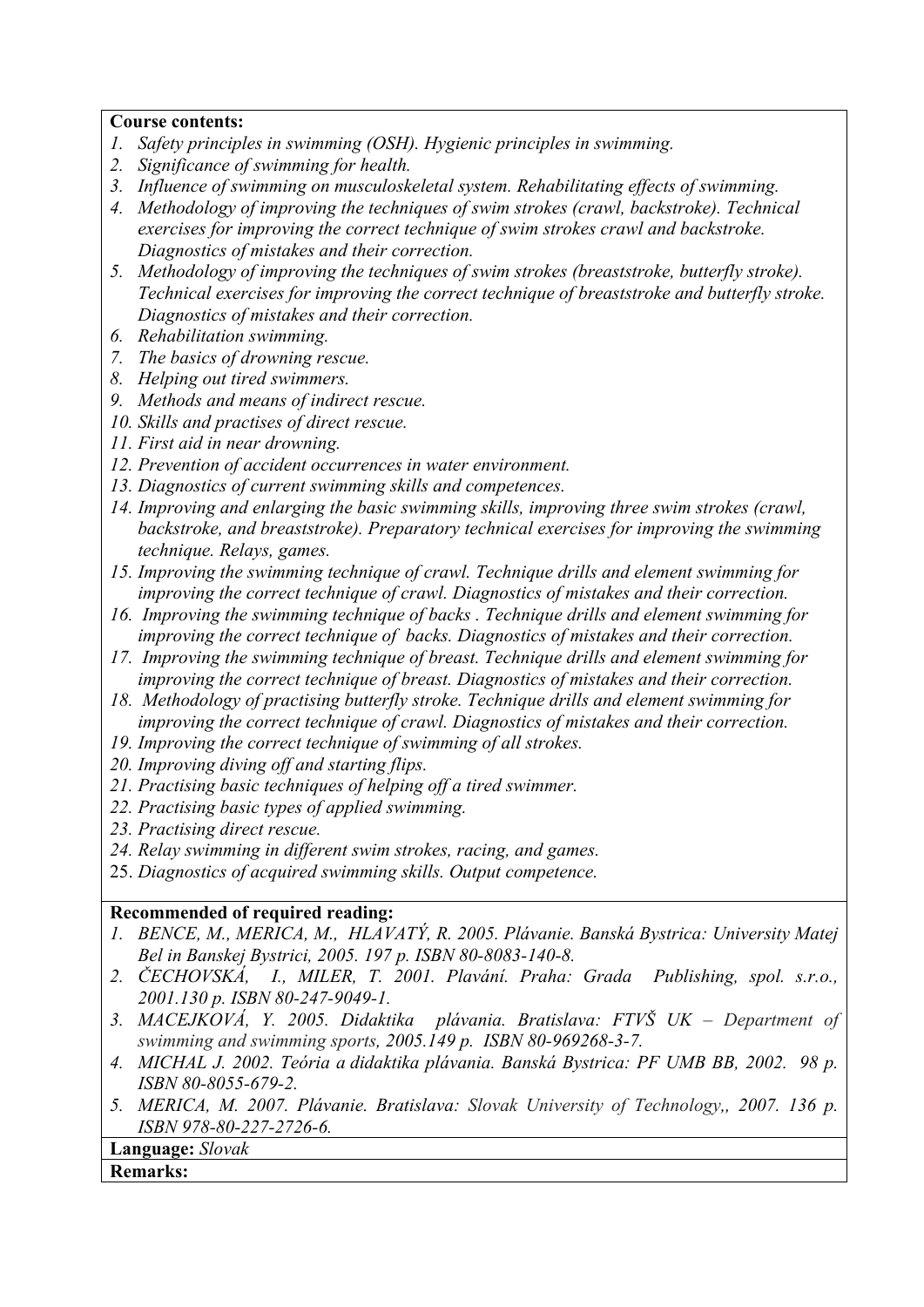**Course contents:**

1. *Safety principles in swimming (OSH). Hygienic principles in swimming.*
2. *Significance of swimming for health.*
3. *Influence of swimming on musculoskeletal system. Rehabilitating effects of swimming.*
4. *Methodology of improving the techniques of swim strokes (crawl, backstroke). Technical exercises for improving the correct technique of swim strokes crawl and backstroke. Diagnostics of mistakes and their correction.*
5. *Methodology of improving the techniques of swim strokes (breaststroke, butterfly stroke). Technical exercises for improving the correct technique of breaststroke and butterfly stroke. Diagnostics of mistakes and their correction.*
6. *Rehabilitation swimming.*
7. *The basics of drowning rescue.*
8. *Helping out tired swimmers.*
9. *Methods and means of indirect rescue.*
10. *Skills and practises of direct rescue.*
11. *First aid in near drowning.*
12. *Prevention of accident occurrences in water environment.*
13. *Diagnostics of current swimming skills and competences.*
14. *Improving and enlarging the basic swimming skills, improving three swim strokes (crawl, backstroke, and breaststroke). Preparatory technical exercises for improving the swimming technique. Relays, games.*
15. *Improving the swimming technique of crawl. Technique drills and element swimming for improving the correct technique of crawl. Diagnostics of mistakes and their correction.*
16. *Improving the swimming technique of backs . Technique drills and element swimming for improving the correct technique of backs. Diagnostics of mistakes and their correction.*
17. *Improving the swimming technique of breast. Technique drills and element swimming for improving the correct technique of breast. Diagnostics of mistakes and their correction.*
18. *Methodology of practising butterfly stroke. Technique drills and element swimming for improving the correct technique of crawl. Diagnostics of mistakes and their correction.*
19. *Improving the correct technique of swimming of all strokes.*
20. *Improving diving off and starting flips.*
21. *Practising basic techniques of helping off a tired swimmer.*
22. *Practising basic types of applied swimming.*
23. *Practising direct rescue.*
24. *Relay swimming in different swim strokes, racing, and games.*
25. *Diagnostics of acquired swimming skills. Output competence.*

**Recommended of required reading:**

1. *BENCE, M., MERICA, M., HLAVATÝ, R. 2005. Plávanie. Banská Bystrica: University Matej Bel in Banskej Bystrici, 2005. 197 p. ISBN 80-8083-140-8.*
2. *ČECHOVSKÁ, I., MILER, T. 2001. Plavání. Praha: Grada Publishing, spol. s.r.o., 2001.130 p. ISBN 80-247-9049-1.*
3. *MACEJKOVÁ, Y. 2005. Didaktika plávania. Bratislava: FTVŠ UK – Department of swimming and swimming sports, 2005.149 p. ISBN 80-969268-3-7.*
4. *MICHAL J. 2002. Teória a didaktika plávania. Banská Bystrica: PF UMB BB, 2002. 98 p. ISBN 80-8055-679-2.*
5. *MERICA, M. 2007. Plávanie. Bratislava: Slovak University of Technology,, 2007. 136 p. ISBN 978-80-227-2726-6.*

**Language:** *Slovak*

**Remarks:**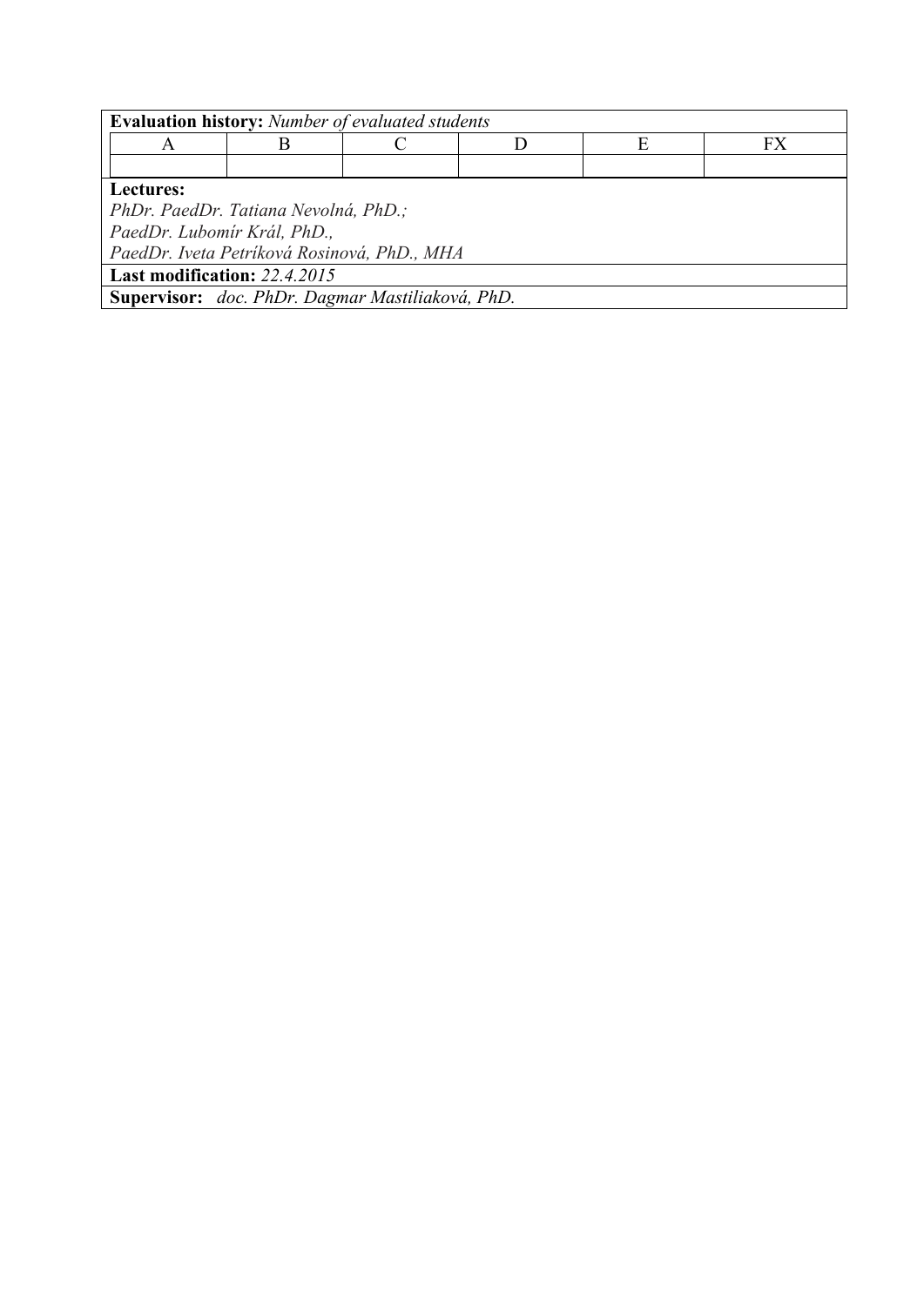**Evaluation history:** *Number of evaluated students*

| A | B | C | D | E | FX |
|---|---|---|---|---|---|
| | | | | | |

**Lectures:**
*PhDr. PaedDr. Tatiana Nevolná, PhD.;*
*PaedDr. Lubomír Král, PhD.,*
*PaedDr. Iveta Petríková Rosinová, PhD., MHA*

**Last modification:** *22.4.2015*

**Supervisor:** *doc. PhDr. Dagmar Mastiliaková, PhD.*